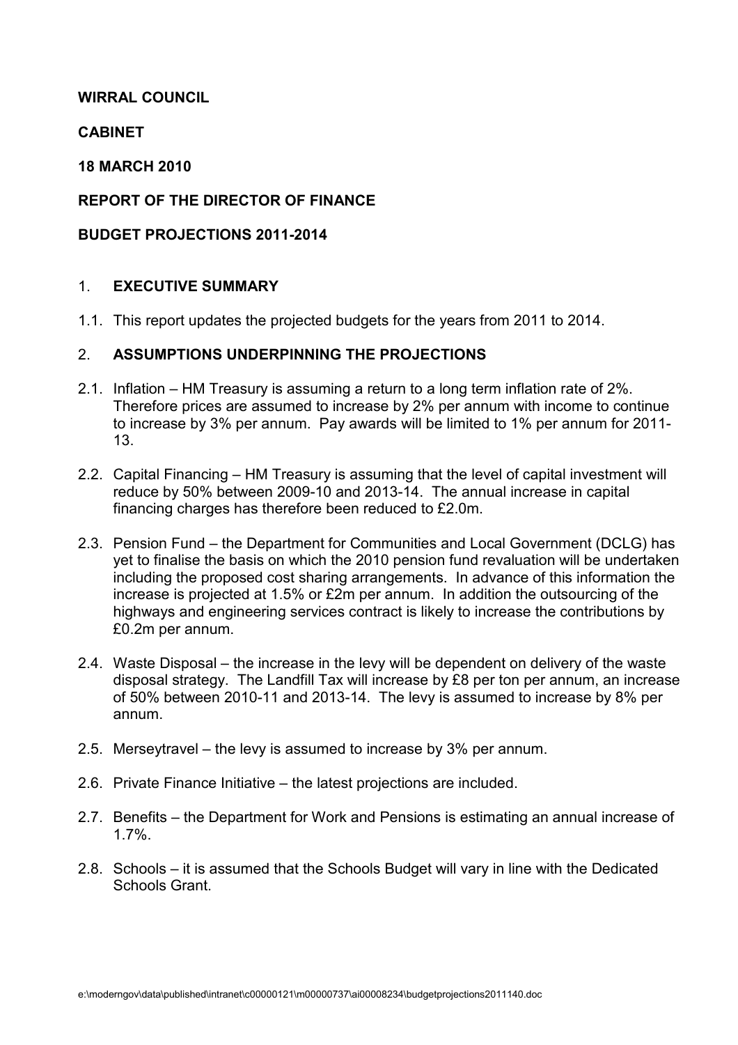**WIRRAL COUNCIL**

**CABINET**

**18 MARCH 2010**

**REPORT OF THE DIRECTOR OF FINANCE**

**BUDGET PROJECTIONS 2011-2014**

## 1. EXECUTIVE SUMMARY

1.1. This report updates the projected budgets for the years from 2011 to 2014.

## 2. ASSUMPTIONS UNDERPINNING THE PROJECTIONS

2.1. Inflation – HM Treasury is assuming a return to a long term inflation rate of 2%. Therefore prices are assumed to increase by 2% per annum with income to continue to increase by 3% per annum. Pay awards will be limited to 1% per annum for 2011-13.

2.2. Capital Financing – HM Treasury is assuming that the level of capital investment will reduce by 50% between 2009-10 and 2013-14. The annual increase in capital financing charges has therefore been reduced to £2.0m.

2.3. Pension Fund – the Department for Communities and Local Government (DCLG) has yet to finalise the basis on which the 2010 pension fund revaluation will be undertaken including the proposed cost sharing arrangements. In advance of this information the increase is projected at 1.5% or £2m per annum. In addition the outsourcing of the highways and engineering services contract is likely to increase the contributions by £0.2m per annum.

2.4. Waste Disposal – the increase in the levy will be dependent on delivery of the waste disposal strategy. The Landfill Tax will increase by £8 per ton per annum, an increase of 50% between 2010-11 and 2013-14. The levy is assumed to increase by 8% per annum.

2.5. Merseytravel – the levy is assumed to increase by 3% per annum.

2.6. Private Finance Initiative – the latest projections are included.

2.7. Benefits – the Department for Work and Pensions is estimating an annual increase of 1.7%.

2.8. Schools – it is assumed that the Schools Budget will vary in line with the Dedicated Schools Grant.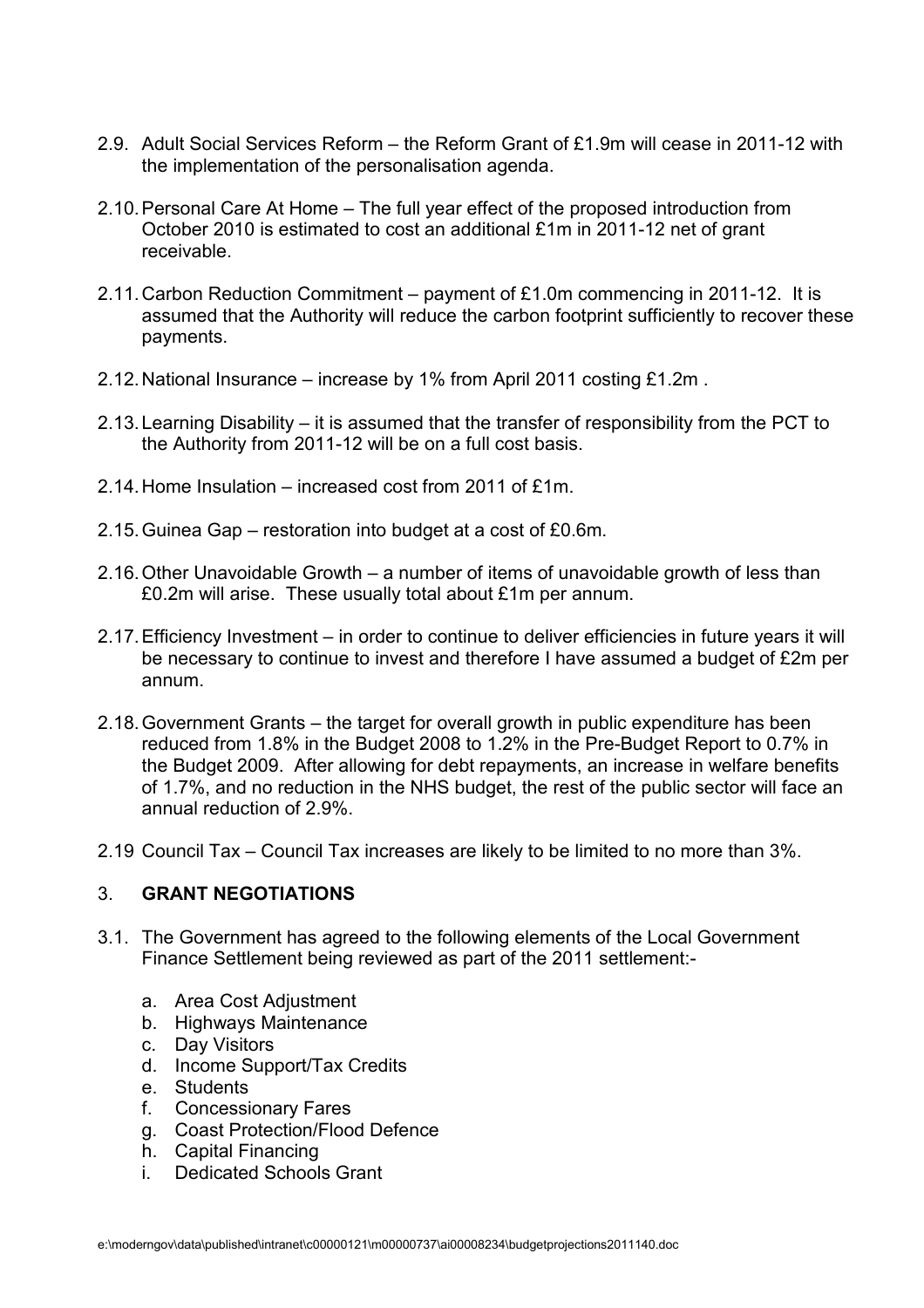2.9. Adult Social Services Reform – the Reform Grant of £1.9m will cease in 2011-12 with the implementation of the personalisation agenda.

2.10. Personal Care At Home – The full year effect of the proposed introduction from October 2010 is estimated to cost an additional £1m in 2011-12 net of grant receivable.

2.11. Carbon Reduction Commitment – payment of £1.0m commencing in 2011-12. It is assumed that the Authority will reduce the carbon footprint sufficiently to recover these payments.

2.12. National Insurance – increase by 1% from April 2011 costing £1.2m .

2.13. Learning Disability – it is assumed that the transfer of responsibility from the PCT to the Authority from 2011-12 will be on a full cost basis.

2.14. Home Insulation – increased cost from 2011 of £1m.

2.15. Guinea Gap – restoration into budget at a cost of £0.6m.

2.16. Other Unavoidable Growth – a number of items of unavoidable growth of less than £0.2m will arise. These usually total about £1m per annum.

2.17. Efficiency Investment – in order to continue to deliver efficiencies in future years it will be necessary to continue to invest and therefore I have assumed a budget of £2m per annum.

2.18. Government Grants – the target for overall growth in public expenditure has been reduced from 1.8% in the Budget 2008 to 1.2% in the Pre-Budget Report to 0.7% in the Budget 2009. After allowing for debt repayments, an increase in welfare benefits of 1.7%, and no reduction in the NHS budget, the rest of the public sector will face an annual reduction of 2.9%.

2.19 Council Tax – Council Tax increases are likely to be limited to no more than 3%.

## 3. GRANT NEGOTIATIONS

3.1. The Government has agreed to the following elements of the Local Government Finance Settlement being reviewed as part of the 2011 settlement:-

a. Area Cost Adjustment
b. Highways Maintenance
c. Day Visitors
d. Income Support/Tax Credits
e. Students
f. Concessionary Fares
g. Coast Protection/Flood Defence
h. Capital Financing
i. Dedicated Schools Grant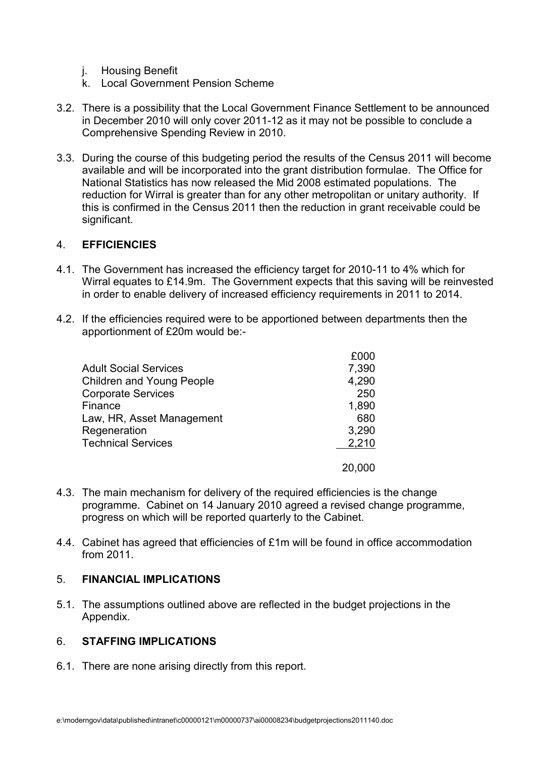j. Housing Benefit
k. Local Government Pension Scheme

3.2. There is a possibility that the Local Government Finance Settlement to be announced in December 2010 will only cover 2011-12 as it may not be possible to conclude a Comprehensive Spending Review in 2010.

3.3. During the course of this budgeting period the results of the Census 2011 will become available and will be incorporated into the grant distribution formulae. The Office for National Statistics has now released the Mid 2008 estimated populations. The reduction for Wirral is greater than for any other metropolitan or unitary authority. If this is confirmed in the Census 2011 then the reduction in grant receivable could be significant.

## 4. EFFICIENCIES

4.1. The Government has increased the efficiency target for 2010-11 to 4% which for Wirral equates to £14.9m. The Government expects that this saving will be reinvested in order to enable delivery of increased efficiency requirements in 2011 to 2014.

4.2. If the efficiencies required were to be apportioned between departments then the apportionment of £20m would be:-

| | £000 |
|---|---:|
| Adult Social Services | 7,390 |
| Children and Young People | 4,290 |
| Corporate Services | 250 |
| Finance | 1,890 |
| Law, HR, Asset Management | 680 |
| Regeneration | 3,290 |
| Technical Services | 2,210 |
| | 20,000 |

4.3. The main mechanism for delivery of the required efficiencies is the change programme. Cabinet on 14 January 2010 agreed a revised change programme, progress on which will be reported quarterly to the Cabinet.

4.4. Cabinet has agreed that efficiencies of £1m will be found in office accommodation from 2011.

## 5. FINANCIAL IMPLICATIONS

5.1. The assumptions outlined above are reflected in the budget projections in the Appendix.

## 6. STAFFING IMPLICATIONS

6.1. There are none arising directly from this report.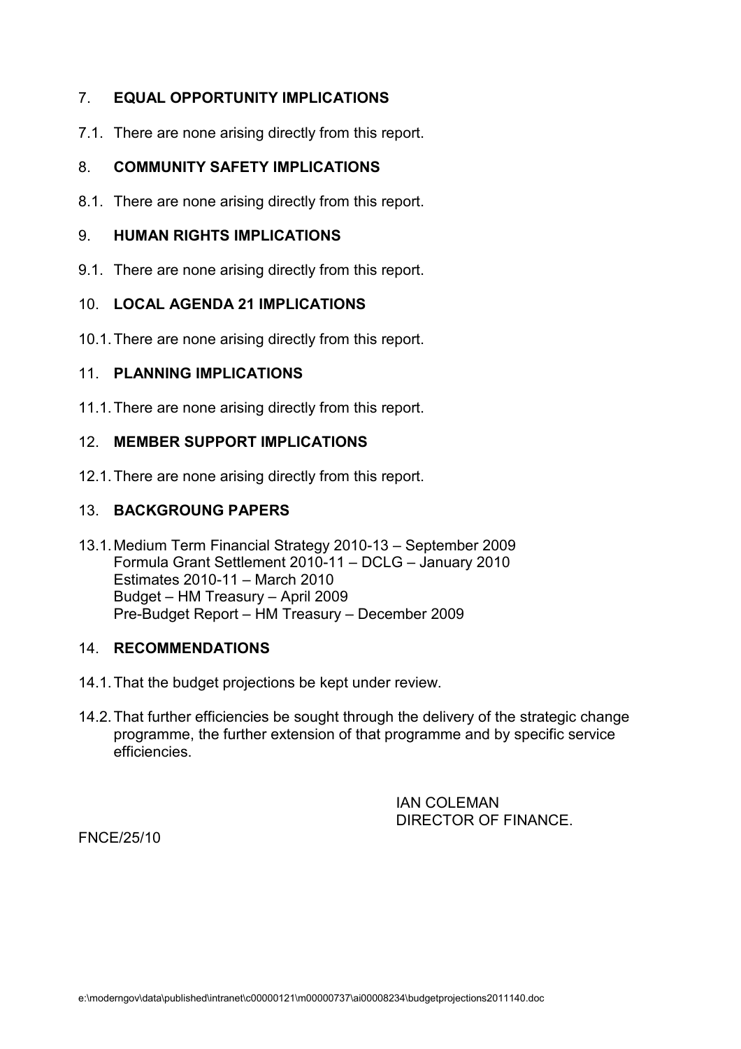## 7. EQUAL OPPORTUNITY IMPLICATIONS

7.1. There are none arising directly from this report.

## 8. COMMUNITY SAFETY IMPLICATIONS

8.1. There are none arising directly from this report.

## 9. HUMAN RIGHTS IMPLICATIONS

9.1. There are none arising directly from this report.

## 10. LOCAL AGENDA 21 IMPLICATIONS

10.1. There are none arising directly from this report.

## 11. PLANNING IMPLICATIONS

11.1. There are none arising directly from this report.

## 12. MEMBER SUPPORT IMPLICATIONS

12.1. There are none arising directly from this report.

## 13. BACKGROUNG PAPERS

13.1. Medium Term Financial Strategy 2010-13 – September 2009
Formula Grant Settlement 2010-11 – DCLG – January 2010
Estimates 2010-11 – March 2010
Budget – HM Treasury – April 2009
Pre-Budget Report – HM Treasury – December 2009

## 14. RECOMMENDATIONS

14.1. That the budget projections be kept under review.

14.2. That further efficiencies be sought through the delivery of the strategic change programme, the further extension of that programme and by specific service efficiencies.

IAN COLEMAN
DIRECTOR OF FINANCE.

FNCE/25/10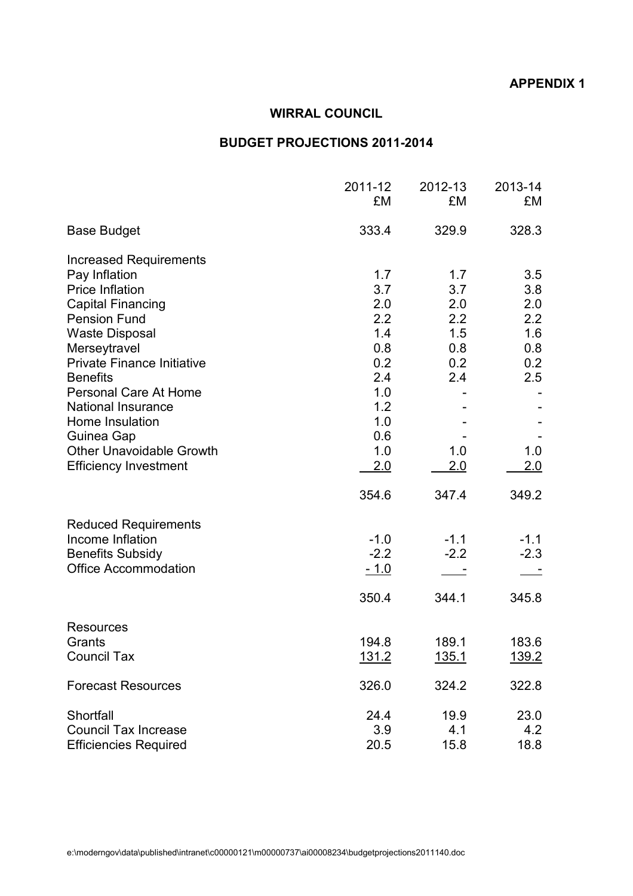**APPENDIX 1**

**WIRRAL COUNCIL**

**BUDGET PROJECTIONS 2011-2014**

| | 2011-12 £M | 2012-13 £M | 2013-14 £M |
|---|---|---|---|
| Base Budget | 333.4 | 329.9 | 328.3 |
| Increased Requirements | | | |
| Pay Inflation | 1.7 | 1.7 | 3.5 |
| Price Inflation | 3.7 | 3.7 | 3.8 |
| Capital Financing | 2.0 | 2.0 | 2.0 |
| Pension Fund | 2.2 | 2.2 | 2.2 |
| Waste Disposal | 1.4 | 1.5 | 1.6 |
| Merseytravel | 0.8 | 0.8 | 0.8 |
| Private Finance Initiative | 0.2 | 0.2 | 0.2 |
| Benefits | 2.4 | 2.4 | 2.5 |
| Personal Care At Home | 1.0 | - | - |
| National Insurance | 1.2 | - | - |
| Home Insulation | 1.0 | - | - |
| Guinea Gap | 0.6 | - | - |
| Other Unavoidable Growth | 1.0 | 1.0 | 1.0 |
| Efficiency Investment | 2.0 | 2.0 | 2.0 |
| | 354.6 | 347.4 | 349.2 |
| Reduced Requirements | | | |
| Income Inflation | -1.0 | -1.1 | -1.1 |
| Benefits Subsidy | -2.2 | -2.2 | -2.3 |
| Office Accommodation | - 1.0 | - | - |
| | 350.4 | 344.1 | 345.8 |
| Resources | | | |
| Grants | 194.8 | 189.1 | 183.6 |
| Council Tax | 131.2 | 135.1 | 139.2 |
| Forecast Resources | 326.0 | 324.2 | 322.8 |
| Shortfall | 24.4 | 19.9 | 23.0 |
| Council Tax Increase | 3.9 | 4.1 | 4.2 |
| Efficiencies Required | 20.5 | 15.8 | 18.8 |

e:\moderngov\data\published\intranet\c00000121\m00000737\ai00008234\budgetprojections2011140.doc